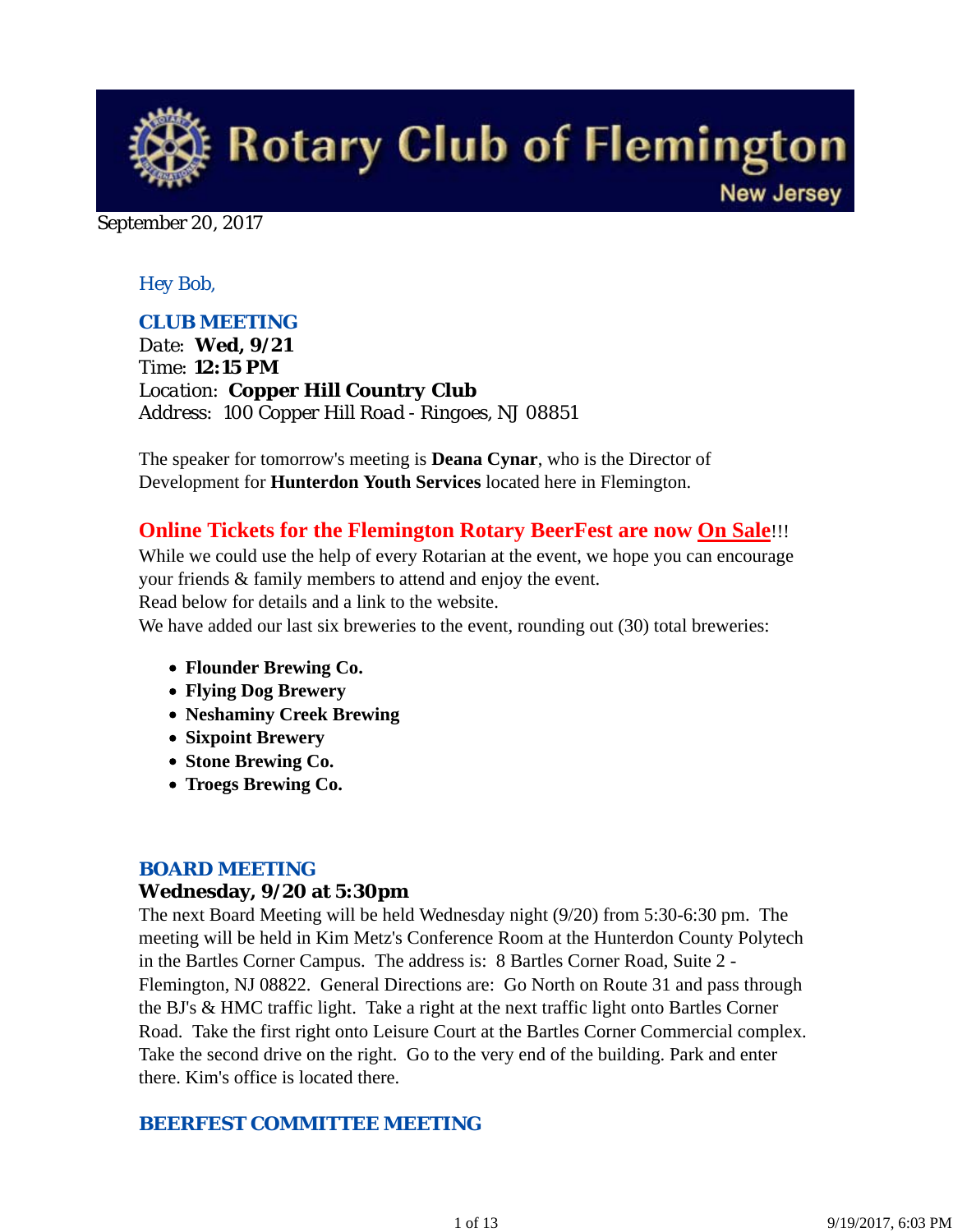# Rotary Club of Flemington

New Jersey

September 20, 2017

*Hey Bob,*

### CLUB MEETING

Date: **Wed, 9/21**
Time: **12:15 PM**
Location: **Copper Hill Country Club**
Address: 100 Copper Hill Road - Ringoes, NJ 08851

The speaker for tomorrow's meeting is **Deana Cynar**, who is the Director of Development for **Hunterdon Youth Services** located here in Flemington.

### Online Tickets for the Flemington Rotary BeerFest are now On Sale!!!

While we could use the help of every Rotarian at the event, we hope you can encourage your friends & family members to attend and enjoy the event.
Read below for details and a link to the website.
We have added our last six breweries to the event, rounding out (30) total breweries:

- **Flounder Brewing Co.**
- **Flying Dog Brewery**
- **Neshaminy Creek Brewing**
- **Sixpoint Brewery**
- **Stone Brewing Co.**
- **Troegs Brewing Co.**

### BOARD MEETING

**Wednesday, 9/20 at 5:30pm**

The next Board Meeting will be held Wednesday night (9/20) from 5:30-6:30 pm. The meeting will be held in Kim Metz's Conference Room at the Hunterdon County Polytech in the Bartles Corner Campus. The address is: 8 Bartles Corner Road, Suite 2 - Flemington, NJ 08822. General Directions are: Go North on Route 31 and pass through the BJ's & HMC traffic light. Take a right at the next traffic light onto Bartles Corner Road. Take the first right onto Leisure Court at the Bartles Corner Commercial complex. Take the second drive on the right. Go to the very end of the building. Park and enter there. Kim's office is located there.

### BEERFEST COMMITTEE MEETING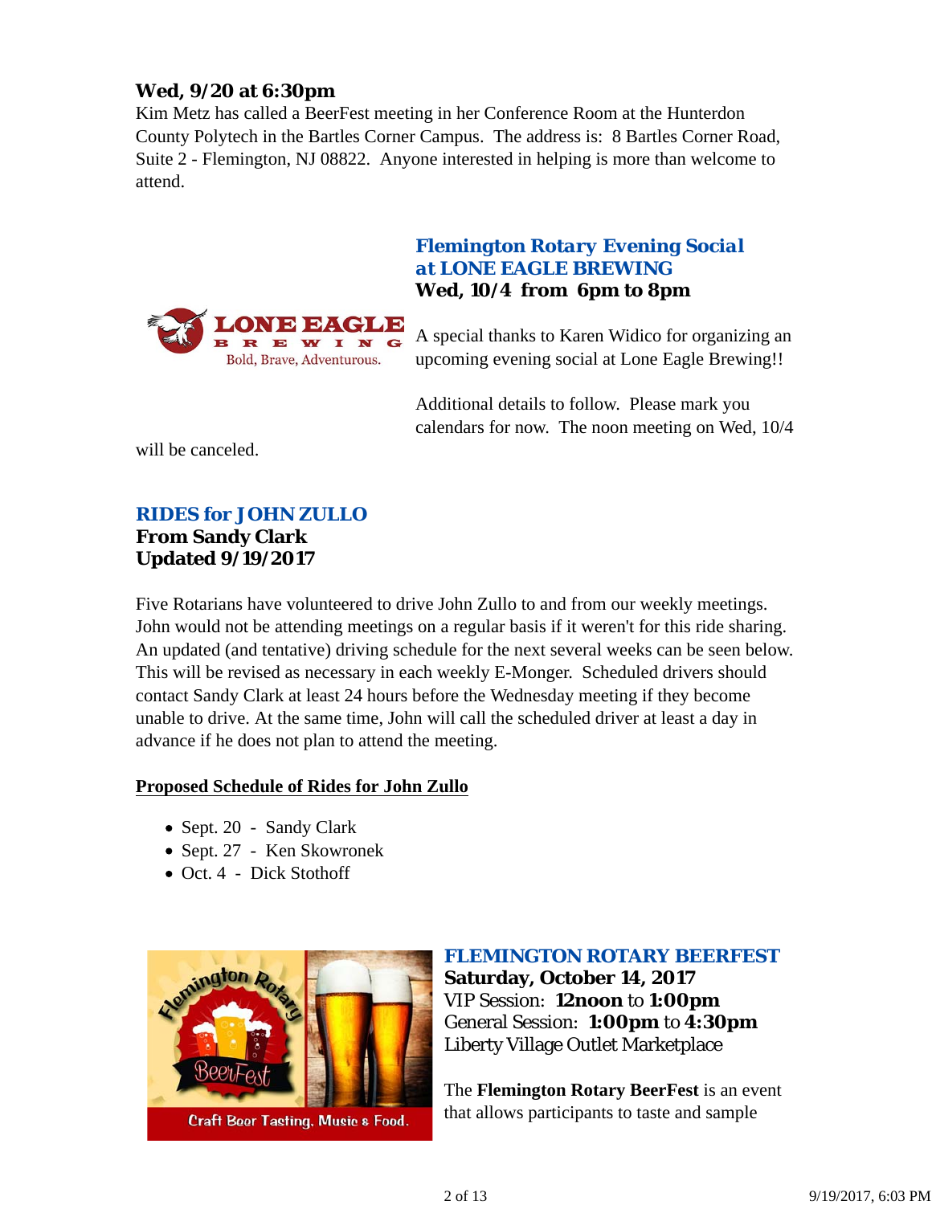**Wed, 9/20 at 6:30pm**
Kim Metz has called a BeerFest meeting in her Conference Room at the Hunterdon County Polytech in the Bartles Corner Campus. The address is: 8 Bartles Corner Road, Suite 2 - Flemington, NJ 08822. Anyone interested in helping is more than welcome to attend.

### Flemington Rotary Evening Social at LONE EAGLE BREWING
**Wed, 10/4 from 6pm to 8pm**

A special thanks to Karen Widico for organizing an upcoming evening social at Lone Eagle Brewing!!

Additional details to follow. Please mark you calendars for now. The noon meeting on Wed, 10/4 will be canceled.

### RIDES for JOHN ZULLO
**From Sandy Clark**
**Updated 9/19/2017**

Five Rotarians have volunteered to drive John Zullo to and from our weekly meetings. John would not be attending meetings on a regular basis if it weren't for this ride sharing. An updated (and tentative) driving schedule for the next several weeks can be seen below. This will be revised as necessary in each weekly E-Monger. Scheduled drivers should contact Sandy Clark at least 24 hours before the Wednesday meeting if they become unable to drive. At the same time, John will call the scheduled driver at least a day in advance if he does not plan to attend the meeting.

**Proposed Schedule of Rides for John Zullo**

- Sept. 20 - Sandy Clark
- Sept. 27 - Ken Skowronek
- Oct. 4 - Dick Stothoff

### FLEMINGTON ROTARY BEERFEST
**Saturday, October 14, 2017**
VIP Session: **12noon** to **1:00pm**
General Session: **1:00pm** to **4:30pm**
Liberty Village Outlet Marketplace

The **Flemington Rotary BeerFest** is an event that allows participants to taste and sample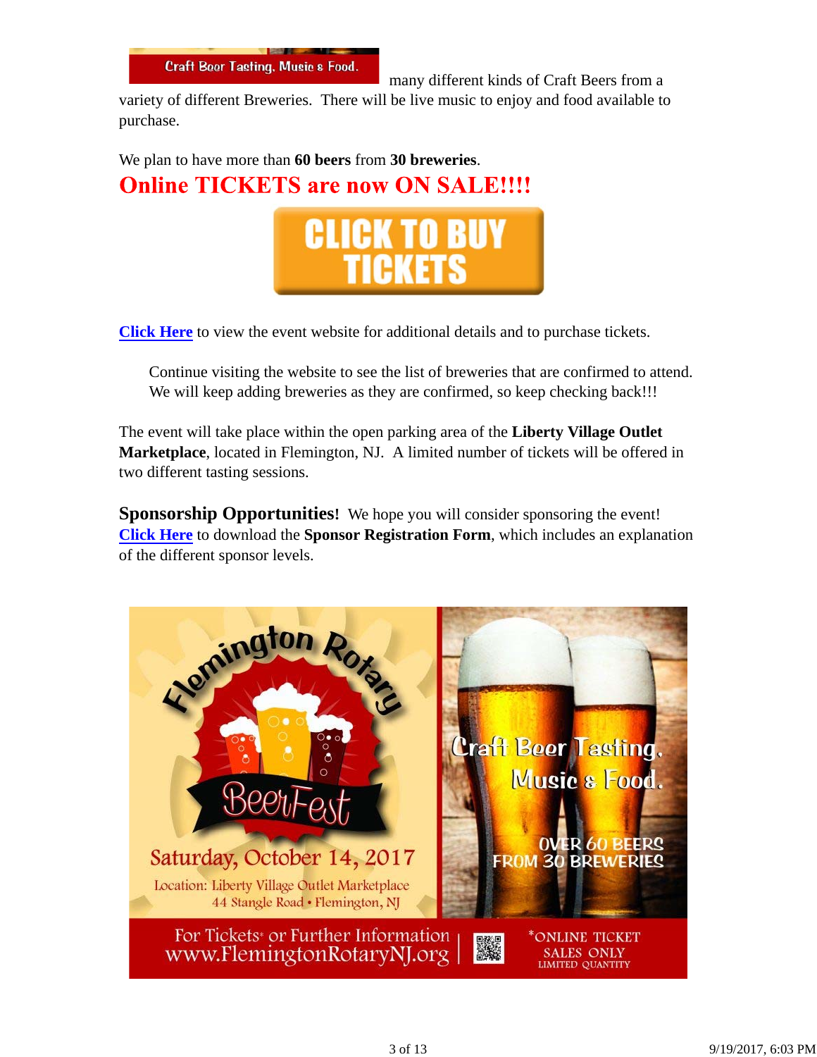Craft Beer Tasting. Music & Food. many different kinds of Craft Beers from a variety of different Breweries. There will be live music to enjoy and food available to purchase.

We plan to have more than **60 beers** from **30 breweries**.

## Online TICKETS are now ON SALE!!!!

CLICK TO BUY TICKETS

Click Here to view the event website for additional details and to purchase tickets.

> Continue visiting the website to see the list of breweries that are confirmed to attend. We will keep adding breweries as they are confirmed, so keep checking back!!!

The event will take place within the open parking area of the **Liberty Village Outlet Marketplace**, located in Flemington, NJ. A limited number of tickets will be offered in two different tasting sessions.

**Sponsorship Opportunities!** We hope you will consider sponsoring the event! Click Here to download the **Sponsor Registration Form**, which includes an explanation of the different sponsor levels.

Flemington Rotary BeerFest

Saturday, October 14, 2017

Location: Liberty Village Outlet Marketplace
44 Stangle Road • Flemington, NJ

Craft Beer Tasting, Music & Food.

OVER 60 BEERS FROM 30 BREWERIES

For Tickets* or Further Information www.FlemingtonRotaryNJ.org

*ONLINE TICKET SALES ONLY LIMITED QUANTITY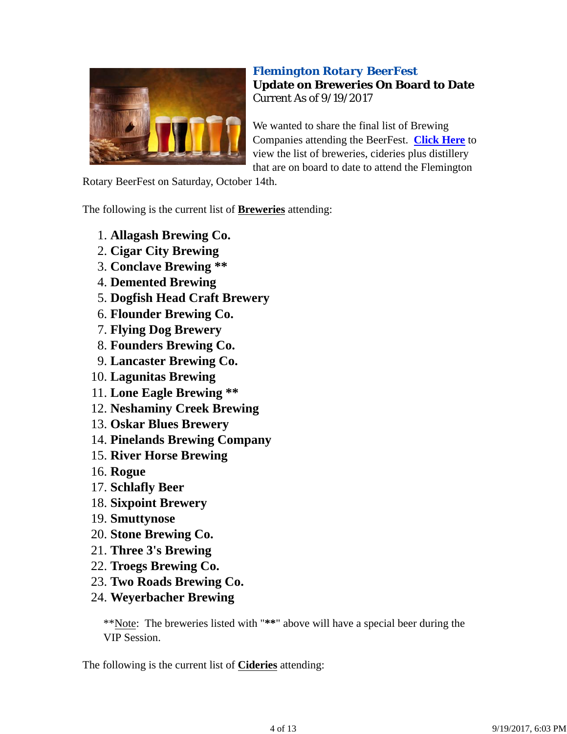## Flemington Rotary BeerFest

**Update on Breweries On Board to Date**

Current As of 9/19/2017

We wanted to share the final list of Brewing Companies attending the BeerFest. **Click Here** to view the list of breweries, cideries plus distillery that are on board to date to attend the Flemington Rotary BeerFest on Saturday, October 14th.

The following is the current list of **Breweries** attending:

1. **Allagash Brewing Co.**
2. **Cigar City Brewing**
3. **Conclave Brewing** **
4. **Demented Brewing**
5. **Dogfish Head Craft Brewery**
6. **Flounder Brewing Co.**
7. **Flying Dog Brewery**
8. **Founders Brewing Co.**
9. **Lancaster Brewing Co.**
10. **Lagunitas Brewing**
11. **Lone Eagle Brewing** **
12. **Neshaminy Creek Brewing**
13. **Oskar Blues Brewery**
14. **Pinelands Brewing Company**
15. **River Horse Brewing**
16. **Rogue**
17. **Schlafly Beer**
18. **Sixpoint Brewery**
19. **Smuttynose**
20. **Stone Brewing Co.**
21. **Three 3's Brewing**
22. **Troegs Brewing Co.**
23. **Two Roads Brewing Co.**
24. **Weyerbacher Brewing**

> **Note: The breweries listed with "**" above will have a special beer during the VIP Session.

The following is the current list of **Cideries** attending: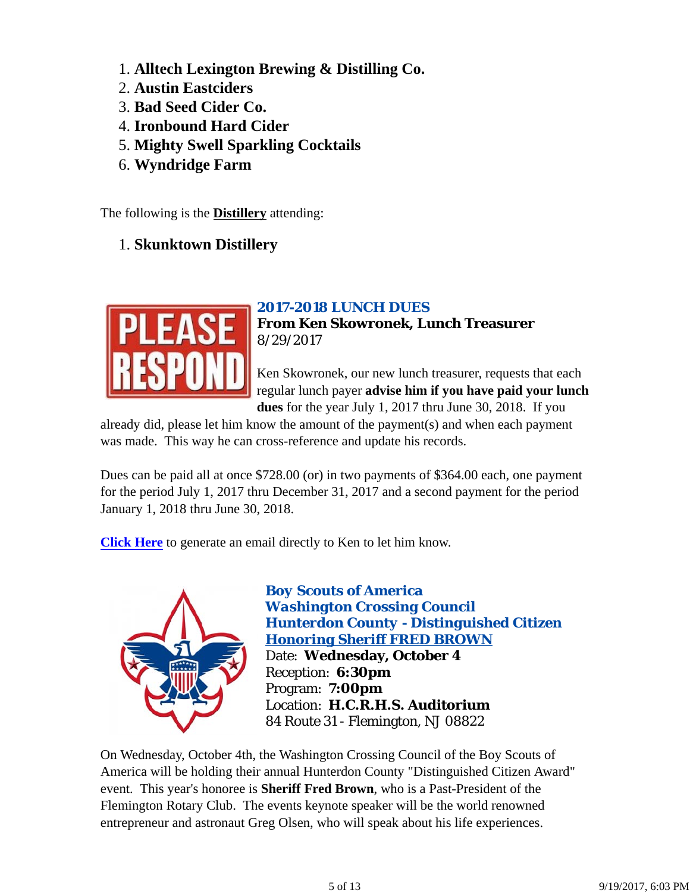1. **Alltech Lexington Brewing & Distilling Co.**
2. **Austin Eastciders**
3. **Bad Seed Cider Co.**
4. **Ironbound Hard Cider**
5. **Mighty Swell Sparkling Cocktails**
6. **Wyndridge Farm**

The following is the **Distillery** attending:

1. **Skunktown Distillery**

### 2017-2018 LUNCH DUES

**From Ken Skowronek, Lunch Treasurer**
8/29/2017

Ken Skowronek, our new lunch treasurer, requests that each regular lunch payer **advise him if you have paid your lunch dues** for the year July 1, 2017 thru June 30, 2018. If you already did, please let him know the amount of the payment(s) and when each payment was made. This way he can cross-reference and update his records.

Dues can be paid all at once $728.00 (or) in two payments of $364.00 each, one payment for the period July 1, 2017 thru December 31, 2017 and a second payment for the period January 1, 2018 thru June 30, 2018.

**Click Here** to generate an email directly to Ken to let him know.

### Boy Scouts of America
### Washington Crossing Council
### Hunterdon County - Distinguished Citizen
### Honoring Sheriff FRED BROWN

Date: **Wednesday, October 4**
Reception: **6:30pm**
Program: **7:00pm**
Location: **H.C.R.H.S. Auditorium**
84 Route 31 - Flemington, NJ 08822

On Wednesday, October 4th, the Washington Crossing Council of the Boy Scouts of America will be holding their annual Hunterdon County "Distinguished Citizen Award" event. This year's honoree is **Sheriff Fred Brown**, who is a Past-President of the Flemington Rotary Club. The events keynote speaker will be the world renowned entrepreneur and astronaut Greg Olsen, who will speak about his life experiences.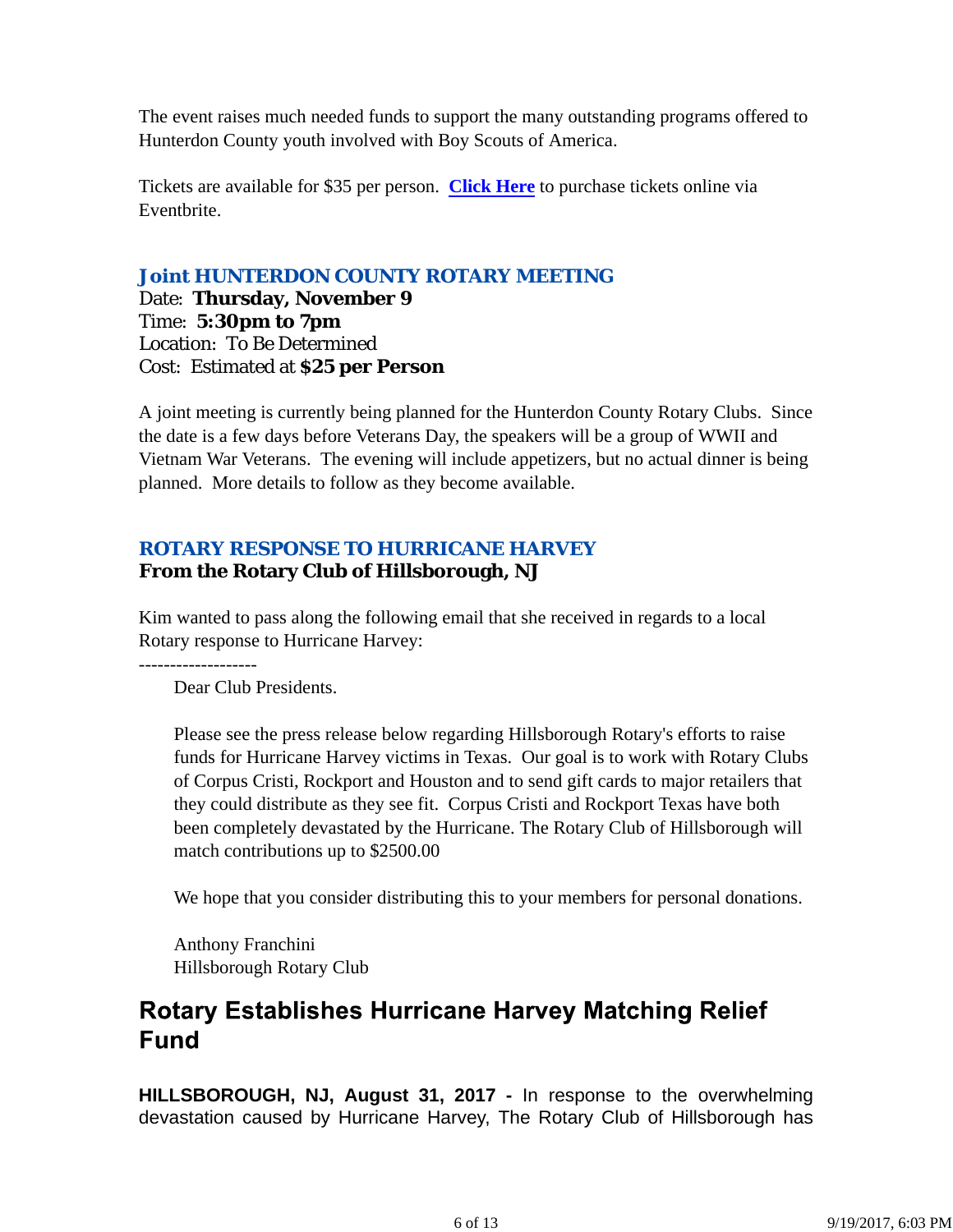The event raises much needed funds to support the many outstanding programs offered to Hunterdon County youth involved with Boy Scouts of America.

Tickets are available for $35 per person. **Click Here** to purchase tickets online via Eventbrite.

### *Joint HUNTERDON COUNTY ROTARY MEETING*

Date: **Thursday, November 9**
Time: **5:30pm to 7pm**
Location: To Be Determined
Cost: Estimated at **$25 per Person**

A joint meeting is currently being planned for the Hunterdon County Rotary Clubs. Since the date is a few days before Veterans Day, the speakers will be a group of WWII and Vietnam War Veterans. The evening will include appetizers, but no actual dinner is being planned. More details to follow as they become available.

### *ROTARY RESPONSE TO HURRICANE HARVEY*

**From the Rotary Club of Hillsborough, NJ**

Kim wanted to pass along the following email that she received in regards to a local Rotary response to Hurricane Harvey:

-------------------

> Dear Club Presidents.
>
> Please see the press release below regarding Hillsborough Rotary's efforts to raise funds for Hurricane Harvey victims in Texas. Our goal is to work with Rotary Clubs of Corpus Cristi, Rockport and Houston and to send gift cards to major retailers that they could distribute as they see fit. Corpus Cristi and Rockport Texas have both been completely devastated by the Hurricane. The Rotary Club of Hillsborough will match contributions up to $2500.00
>
> We hope that you consider distributing this to your members for personal donations.
>
> Anthony Franchini
> Hillsborough Rotary Club

## Rotary Establishes Hurricane Harvey Matching Relief Fund

**HILLSBOROUGH, NJ, August 31, 2017 -** In response to the overwhelming devastation caused by Hurricane Harvey, The Rotary Club of Hillsborough has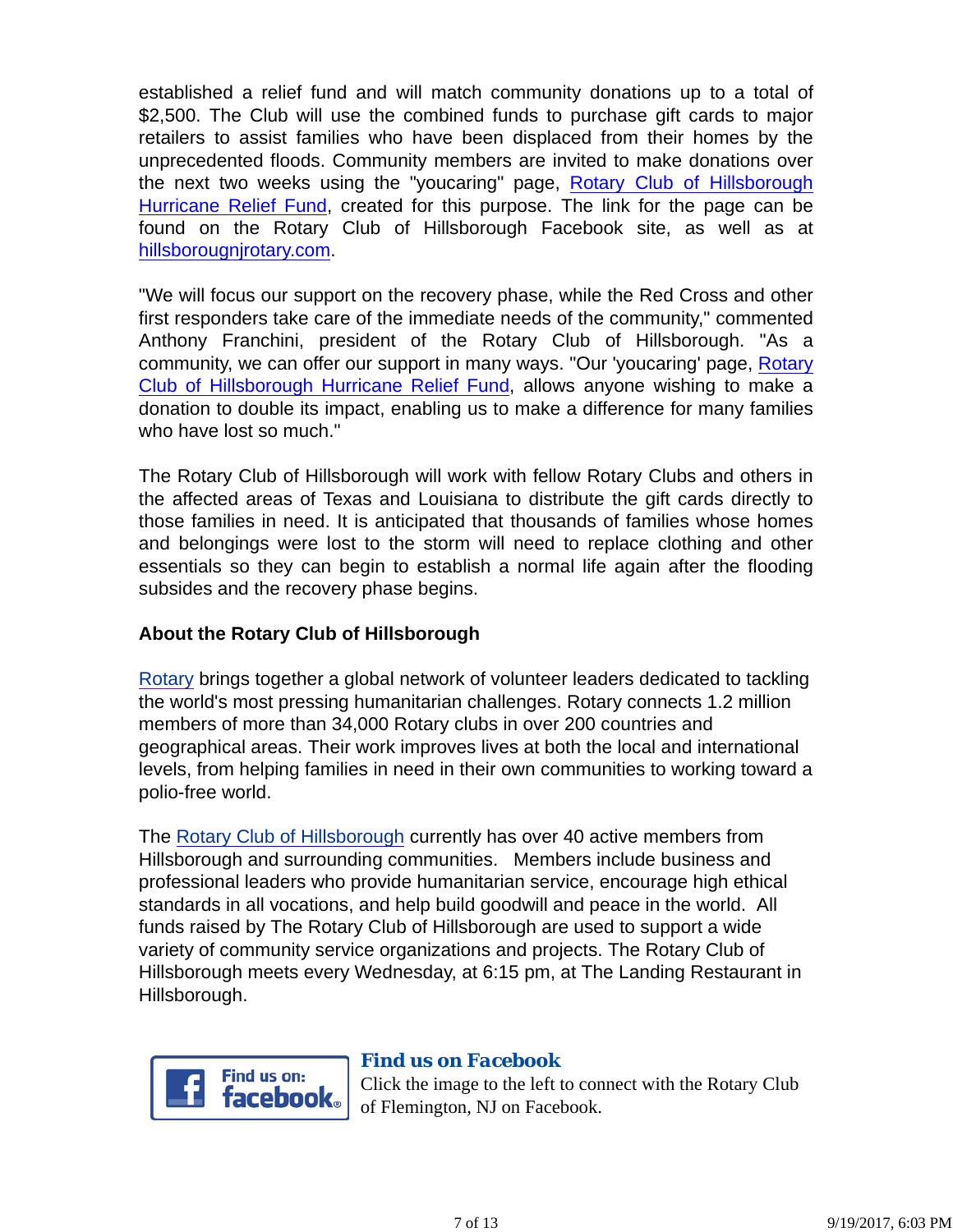established a relief fund and will match community donations up to a total of $2,500. The Club will use the combined funds to purchase gift cards to major retailers to assist families who have been displaced from their homes by the unprecedented floods. Community members are invited to make donations over the next two weeks using the "youcaring" page, Rotary Club of Hillsborough Hurricane Relief Fund, created for this purpose. The link for the page can be found on the Rotary Club of Hillsborough Facebook site, as well as at hillsborougnjrotary.com.

"We will focus our support on the recovery phase, while the Red Cross and other first responders take care of the immediate needs of the community," commented Anthony Franchini, president of the Rotary Club of Hillsborough. "As a community, we can offer our support in many ways. "Our 'youcaring' page, Rotary Club of Hillsborough Hurricane Relief Fund, allows anyone wishing to make a donation to double its impact, enabling us to make a difference for many families who have lost so much."

The Rotary Club of Hillsborough will work with fellow Rotary Clubs and others in the affected areas of Texas and Louisiana to distribute the gift cards directly to those families in need. It is anticipated that thousands of families whose homes and belongings were lost to the storm will need to replace clothing and other essentials so they can begin to establish a normal life again after the flooding subsides and the recovery phase begins.

**About the Rotary Club of Hillsborough**

Rotary brings together a global network of volunteer leaders dedicated to tackling the world's most pressing humanitarian challenges. Rotary connects 1.2 million members of more than 34,000 Rotary clubs in over 200 countries and geographical areas. Their work improves lives at both the local and international levels, from helping families in need in their own communities to working toward a polio-free world.

The Rotary Club of Hillsborough currently has over 40 active members from Hillsborough and surrounding communities. Members include business and professional leaders who provide humanitarian service, encourage high ethical standards in all vocations, and help build goodwill and peace in the world. All funds raised by The Rotary Club of Hillsborough are used to support a wide variety of community service organizations and projects. The Rotary Club of Hillsborough meets every Wednesday, at 6:15 pm, at The Landing Restaurant in Hillsborough.

Find us on: facebook

### Find us on Facebook

Click the image to the left to connect with the Rotary Club of Flemington, NJ on Facebook.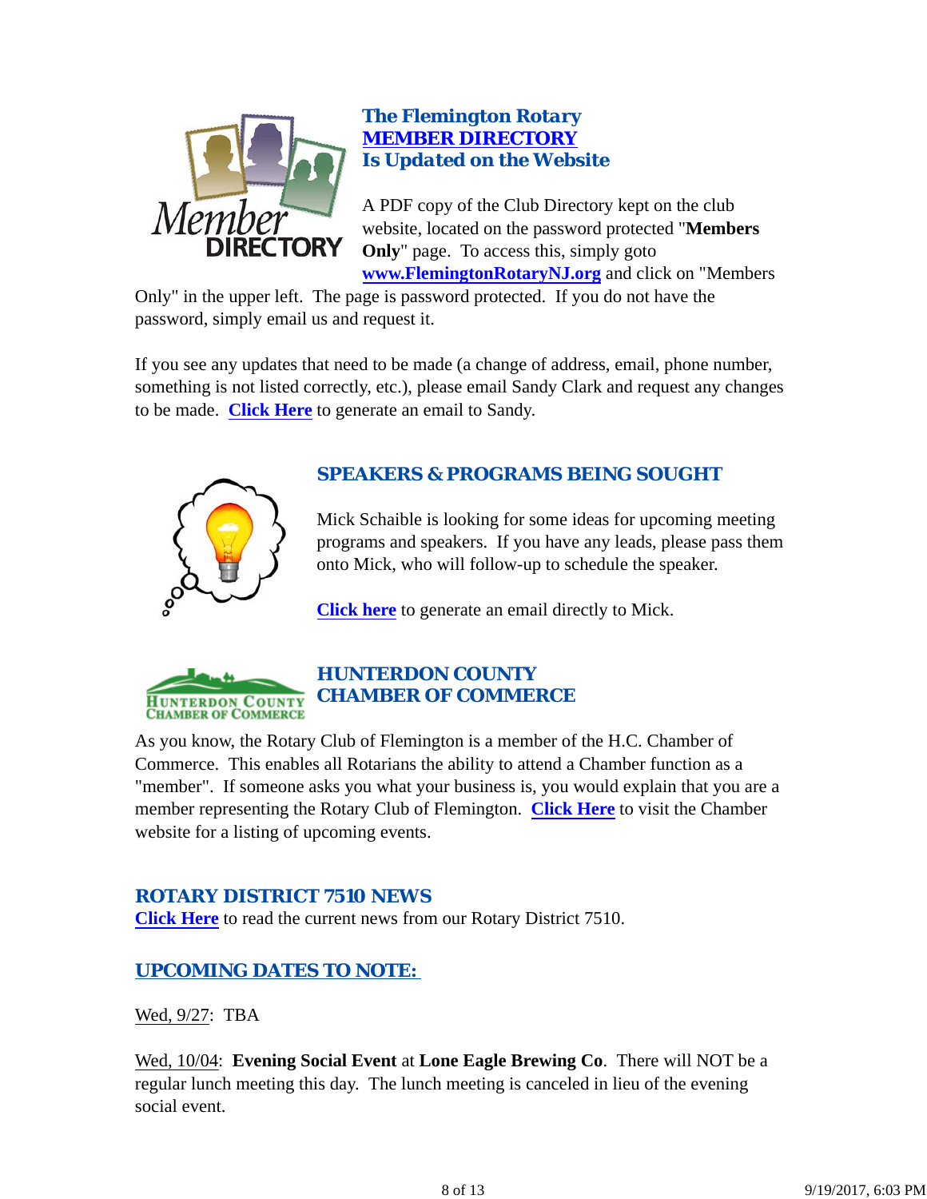## The Flemington Rotary
## MEMBER DIRECTORY
## Is Updated on the Website

A PDF copy of the Club Directory kept on the club website, located on the password protected "**Members Only**" page. To access this, simply goto **www.FlemingtonRotaryNJ.org** and click on "Members Only" in the upper left. The page is password protected. If you do not have the password, simply email us and request it.

If you see any updates that need to be made (a change of address, email, phone number, something is not listed correctly, etc.), please email Sandy Clark and request any changes to be made. **Click Here** to generate an email to Sandy.

## SPEAKERS & PROGRAMS BEING SOUGHT

Mick Schaible is looking for some ideas for upcoming meeting programs and speakers. If you have any leads, please pass them onto Mick, who will follow-up to schedule the speaker.

**Click here** to generate an email directly to Mick.

## HUNTERDON COUNTY CHAMBER OF COMMERCE

As you know, the Rotary Club of Flemington is a member of the H.C. Chamber of Commerce. This enables all Rotarians the ability to attend a Chamber function as a "member". If someone asks you what your business is, you would explain that you are a member representing the Rotary Club of Flemington. **Click Here** to visit the Chamber website for a listing of upcoming events.

## ROTARY DISTRICT 7510 NEWS

**Click Here** to read the current news from our Rotary District 7510.

## UPCOMING DATES TO NOTE:

Wed, 9/27: TBA

Wed, 10/04: **Evening Social Event** at **Lone Eagle Brewing Co**. There will NOT be a regular lunch meeting this day. The lunch meeting is canceled in lieu of the evening social event.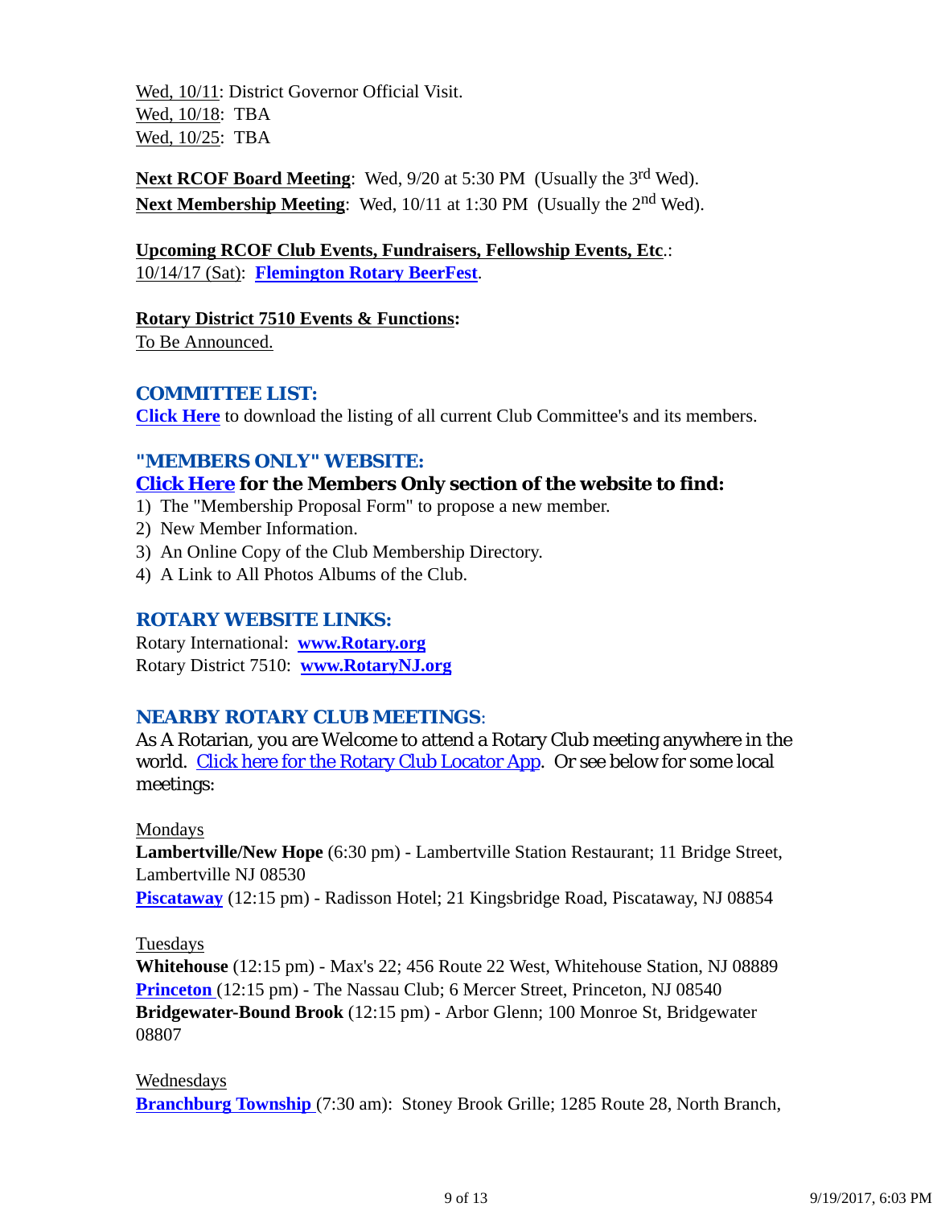Wed, 10/11: District Governor Official Visit.
Wed, 10/18: TBA
Wed, 10/25: TBA

**Next RCOF Board Meeting**: Wed, 9/20 at 5:30 PM (Usually the 3rd Wed).
**Next Membership Meeting**: Wed, 10/11 at 1:30 PM (Usually the 2nd Wed).

**Upcoming RCOF Club Events, Fundraisers, Fellowship Events, Etc.**:
10/14/17 (Sat): **Flemington Rotary BeerFest**.

**Rotary District 7510 Events & Functions:**
To Be Announced.

## COMMITTEE LIST:

**Click Here** to download the listing of all current Club Committee's and its members.

## "MEMBERS ONLY" WEBSITE:

**Click Here for the Members Only section of the website to find:**

1) The "Membership Proposal Form" to propose a new member.
2) New Member Information.
3) An Online Copy of the Club Membership Directory.
4) A Link to All Photos Albums of the Club.

## ROTARY WEBSITE LINKS:

Rotary International: **www.Rotary.org**
Rotary District 7510: **www.RotaryNJ.org**

## NEARBY ROTARY CLUB MEETINGS:

As A Rotarian, you are Welcome to attend a Rotary Club meeting anywhere in the world. Click here for the Rotary Club Locator App. Or see below for some local meetings:

Mondays
**Lambertville/New Hope** (6:30 pm) - Lambertville Station Restaurant; 11 Bridge Street, Lambertville NJ 08530
**Piscataway** (12:15 pm) - Radisson Hotel; 21 Kingsbridge Road, Piscataway, NJ 08854

Tuesdays
**Whitehouse** (12:15 pm) - Max's 22; 456 Route 22 West, Whitehouse Station, NJ 08889
**Princeton** (12:15 pm) - The Nassau Club; 6 Mercer Street, Princeton, NJ 08540
**Bridgewater-Bound Brook** (12:15 pm) - Arbor Glenn; 100 Monroe St, Bridgewater 08807

Wednesdays
**Branchburg Township** (7:30 am): Stoney Brook Grille; 1285 Route 28, North Branch,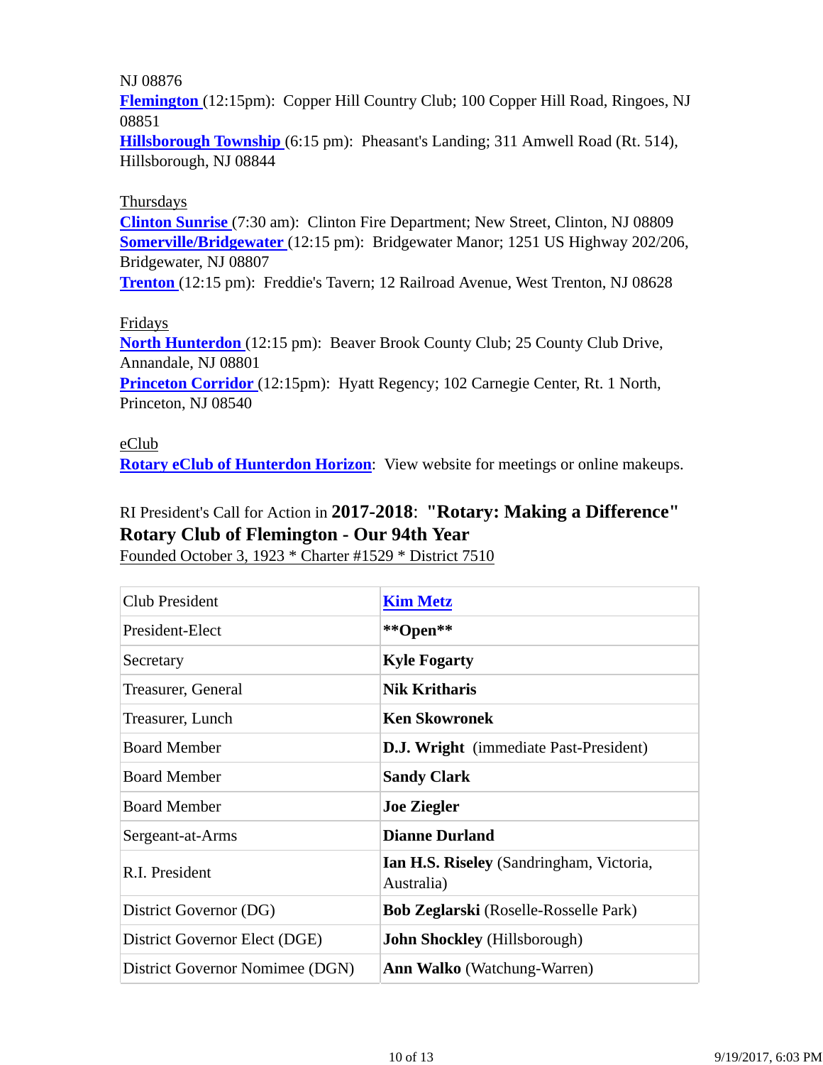NJ 08876

**Flemington** (12:15pm): Copper Hill Country Club; 100 Copper Hill Road, Ringoes, NJ 08851

**Hillsborough Township** (6:15 pm): Pheasant's Landing; 311 Amwell Road (Rt. 514), Hillsborough, NJ 08844

Thursdays

**Clinton Sunrise** (7:30 am): Clinton Fire Department; New Street, Clinton, NJ 08809

**Somerville/Bridgewater** (12:15 pm): Bridgewater Manor; 1251 US Highway 202/206, Bridgewater, NJ 08807

**Trenton** (12:15 pm): Freddie's Tavern; 12 Railroad Avenue, West Trenton, NJ 08628

Fridays

**North Hunterdon** (12:15 pm): Beaver Brook County Club; 25 County Club Drive, Annandale, NJ 08801

**Princeton Corridor** (12:15pm): Hyatt Regency; 102 Carnegie Center, Rt. 1 North, Princeton, NJ 08540

eClub

**Rotary eClub of Hunterdon Horizon**: View website for meetings or online makeups.

RI President's Call for Action in **2017-2018**: **"Rotary: Making a Difference"**

**Rotary Club of Flemington - Our 94th Year**

Founded October 3, 1923 * Charter #1529 * District 7510

| Club President | **Kim Metz** |
|---|---|
| President-Elect | **\*\*Open\*\*** |
| Secretary | **Kyle Fogarty** |
| Treasurer, General | **Nik Kritharis** |
| Treasurer, Lunch | **Ken Skowronek** |
| Board Member | **D.J. Wright** (immediate Past-President) |
| Board Member | **Sandy Clark** |
| Board Member | **Joe Ziegler** |
| Sergeant-at-Arms | **Dianne Durland** |
| R.I. President | **Ian H.S. Riseley** (Sandringham, Victoria, Australia) |
| District Governor (DG) | **Bob Zeglarski** (Roselle-Rosselle Park) |
| District Governor Elect (DGE) | **John Shockley** (Hillsborough) |
| District Governor Nominee (DGN) | **Ann Walko** (Watchung-Warren) |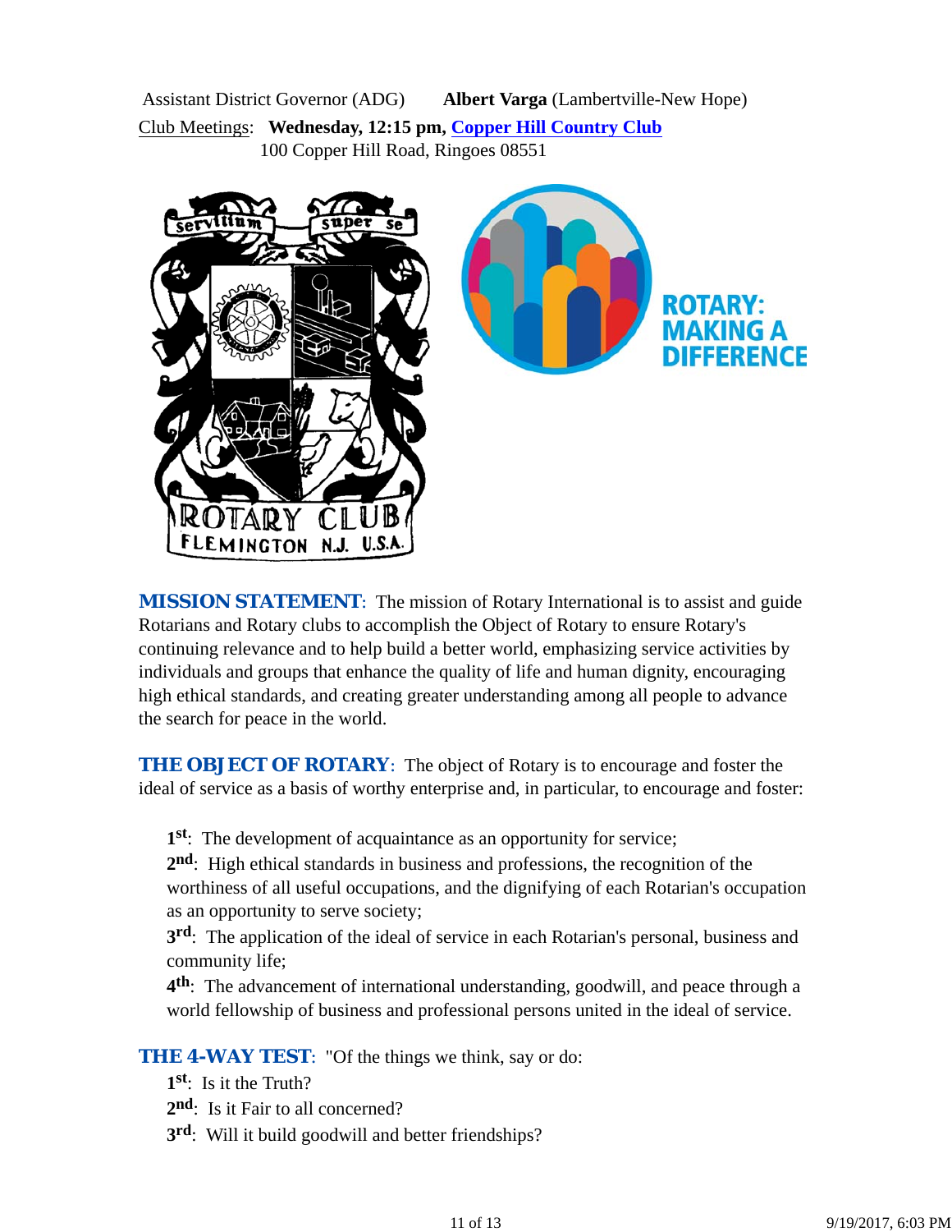Assistant District Governor (ADG) **Albert Varga** (Lambertville-New Hope)

Club Meetings: **Wednesday, 12:15 pm, Copper Hill Country Club**
100 Copper Hill Road, Ringoes 08551

**MISSION STATEMENT**: The mission of Rotary International is to assist and guide Rotarians and Rotary clubs to accomplish the Object of Rotary to ensure Rotary's continuing relevance and to help build a better world, emphasizing service activities by individuals and groups that enhance the quality of life and human dignity, encouraging high ethical standards, and creating greater understanding among all people to advance the search for peace in the world.

**THE OBJECT OF ROTARY**: The object of Rotary is to encourage and foster the ideal of service as a basis of worthy enterprise and, in particular, to encourage and foster:

**1st**: The development of acquaintance as an opportunity for service;
**2nd**: High ethical standards in business and professions, the recognition of the worthiness of all useful occupations, and the dignifying of each Rotarian's occupation as an opportunity to serve society;
**3rd**: The application of the ideal of service in each Rotarian's personal, business and community life;
**4th**: The advancement of international understanding, goodwill, and peace through a world fellowship of business and professional persons united in the ideal of service.

**THE 4-WAY TEST**: "Of the things we think, say or do:
**1st**: Is it the Truth?
**2nd**: Is it Fair to all concerned?
**3rd**: Will it build goodwill and better friendships?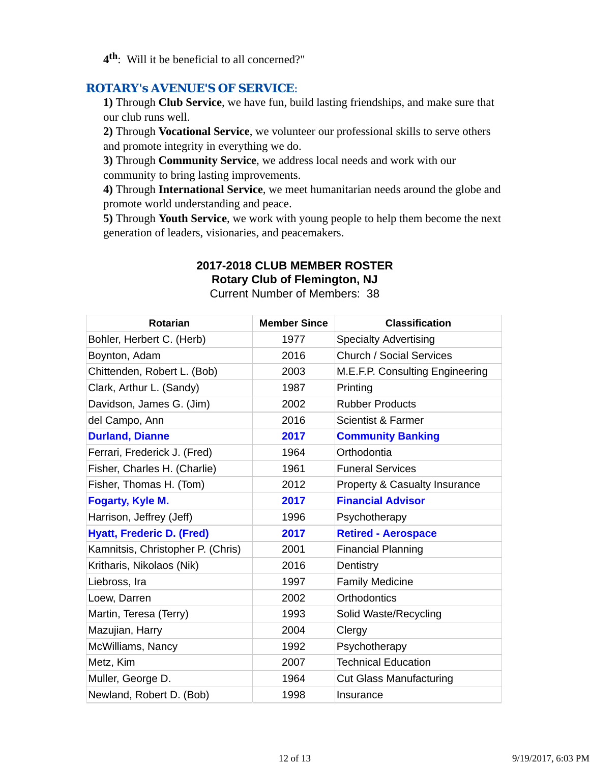4th: Will it be beneficial to all concerned?"

## ROTARY's AVENUE'S OF SERVICE:

**1)** Through **Club Service**, we have fun, build lasting friendships, and make sure that our club runs well.
**2)** Through **Vocational Service**, we volunteer our professional skills to serve others and promote integrity in everything we do.
**3)** Through **Community Service**, we address local needs and work with our community to bring lasting improvements.
**4)** Through **International Service**, we meet humanitarian needs around the globe and promote world understanding and peace.
**5)** Through **Youth Service**, we work with young people to help them become the next generation of leaders, visionaries, and peacemakers.

**2017-2018 CLUB MEMBER ROSTER**
**Rotary Club of Flemington, NJ**
Current Number of Members: 38

| Rotarian | Member Since | Classification |
|---|---|---|
| Bohler, Herbert C. (Herb) | 1977 | Specialty Advertising |
| Boynton, Adam | 2016 | Church / Social Services |
| Chittenden, Robert L. (Bob) | 2003 | M.E.F.P. Consulting Engineering |
| Clark, Arthur L. (Sandy) | 1987 | Printing |
| Davidson, James G. (Jim) | 2002 | Rubber Products |
| del Campo, Ann | 2016 | Scientist & Farmer |
| **Durland, Dianne** | **2017** | **Community Banking** |
| Ferrari, Frederick J. (Fred) | 1964 | Orthodontia |
| Fisher, Charles H. (Charlie) | 1961 | Funeral Services |
| Fisher, Thomas H. (Tom) | 2012 | Property & Casualty Insurance |
| **Fogarty, Kyle M.** | **2017** | **Financial Advisor** |
| Harrison, Jeffrey (Jeff) | 1996 | Psychotherapy |
| **Hyatt, Frederic D. (Fred)** | **2017** | **Retired - Aerospace** |
| Kamnitsis, Christopher P. (Chris) | 2001 | Financial Planning |
| Kritharis, Nikolaos (Nik) | 2016 | Dentistry |
| Liebross, Ira | 1997 | Family Medicine |
| Loew, Darren | 2002 | Orthodontics |
| Martin, Teresa (Terry) | 1993 | Solid Waste/Recycling |
| Mazujian, Harry | 2004 | Clergy |
| McWilliams, Nancy | 1992 | Psychotherapy |
| Metz, Kim | 2007 | Technical Education |
| Muller, George D. | 1964 | Cut Glass Manufacturing |
| Newland, Robert D. (Bob) | 1998 | Insurance |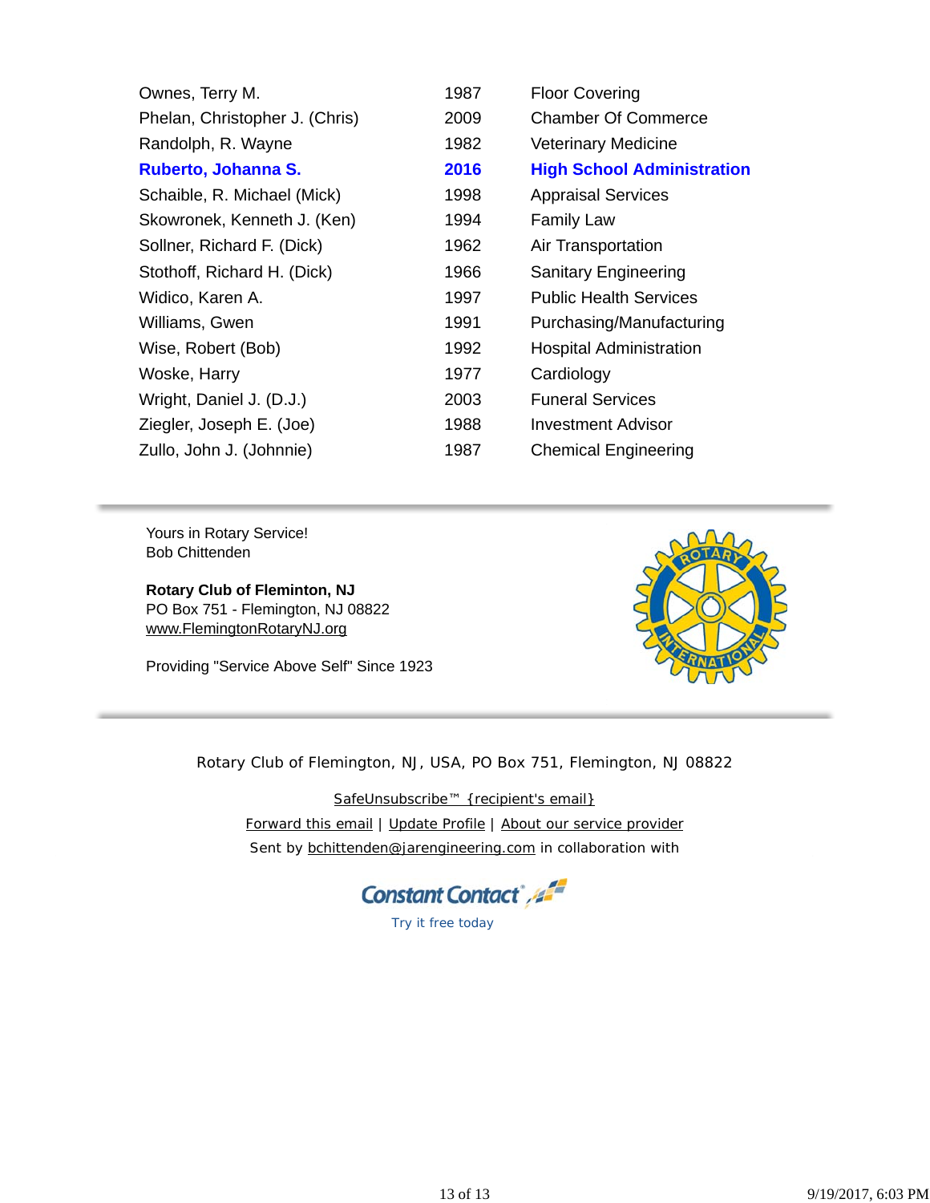| | | |
|---|---|---|
| Ownes, Terry M. | 1987 | Floor Covering |
| Phelan, Christopher J. (Chris) | 2009 | Chamber Of Commerce |
| Randolph, R. Wayne | 1982 | Veterinary Medicine |
| **Ruberto, Johanna S.** | **2016** | **High School Administration** |
| Schaible, R. Michael (Mick) | 1998 | Appraisal Services |
| Skowronek, Kenneth J. (Ken) | 1994 | Family Law |
| Sollner, Richard F. (Dick) | 1962 | Air Transportation |
| Stothoff, Richard H. (Dick) | 1966 | Sanitary Engineering |
| Widico, Karen A. | 1997 | Public Health Services |
| Williams, Gwen | 1991 | Purchasing/Manufacturing |
| Wise, Robert (Bob) | 1992 | Hospital Administration |
| Woske, Harry | 1977 | Cardiology |
| Wright, Daniel J. (D.J.) | 2003 | Funeral Services |
| Ziegler, Joseph E. (Joe) | 1988 | Investment Advisor |
| Zullo, John J. (Johnnie) | 1987 | Chemical Engineering |

Yours in Rotary Service!
Bob Chittenden

**Rotary Club of Fleminton, NJ**
PO Box 751 - Flemington, NJ 08822
www.FlemingtonRotaryNJ.org

Providing "Service Above Self" Since 1923

Rotary Club of Flemington, NJ, USA, PO Box 751, Flemington, NJ 08822

SafeUnsubscribe™ {recipient's email}

Forward this email | Update Profile | About our service provider

Sent by bchittenden@jarengineering.com in collaboration with

Constant Contact

Try it free today